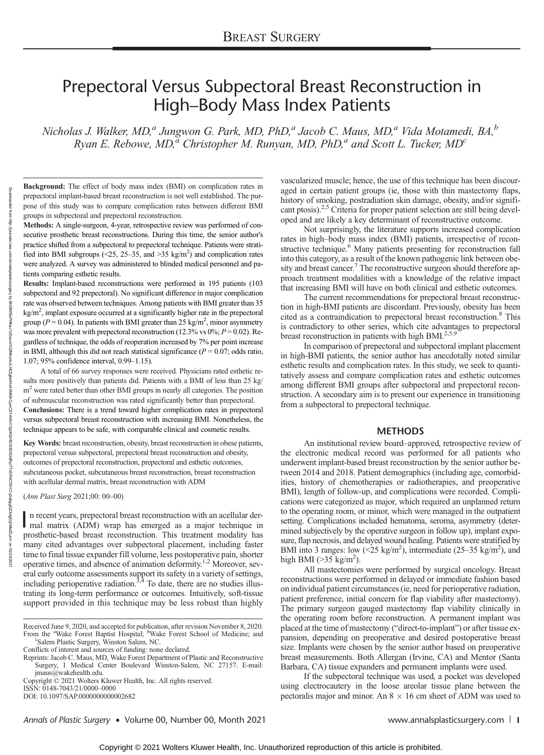# Prepectoral Versus Subpectoral Breast Reconstruction in High–Body Mass Index Patients

*Nicholas J. Walker, MD,[a] Jungwon G. Park, MD, PhD,[a] Jacob C. Maus, MD,[a] Vida Motamedi, BA,[b] Ryan E. Rebowe, MD,[a] Christopher M. Runyan, MD, PhD,[a] and Scott L. Tucker, MD[c]*

**Background:** The effect of body mass index (BMI) on complication rates in prepectoral implant-based breast reconstruction is not well established. The purpose of this study was to compare complication rates between different BMI groups in subpectoral and prepectoral reconstruction.

**Methods:** A single-surgeon, 4-year, retrospective review was performed of consecutive prosthetic breast reconstructions. During this time, the senior author's practice shifted from a subpectoral to prepectoral technique. Patients were stratified into BMI subgroups (<25, 25–35, and >35 kg/m$^2$) and complication rates were analyzed. A survey was administered to blinded medical personnel and patients comparing esthetic results.

**Results:** Implant-based reconstructions were performed in 195 patients (103 subpectoral and 92 prepectoral). No significant difference in major complication rate was observed between techniques. Among patients with BMI greater than 35 kg/m$^2$, implant exposure occurred at a significantly higher rate in the prepectoral group ($P = 0.04$). In patients with BMI greater than 25 kg/m$^2$, minor asymmetry was more prevalent with prepectoral reconstruction (12.3% vs 0%; $P = 0.02$). Regardless of technique, the odds of reoperation increased by 7% per point increase in BMI, although this did not reach statistical significance ($P = 0.07$; odds ratio, 1.07; 95% confidence interval, 0.99–1.15).

A total of 66 survey responses were received. Physicians rated esthetic results more positively than patients did. Patients with a BMI of less than 25 kg/m$^2$ were rated better than other BMI groups in nearly all categories. The position of submuscular reconstruction was rated significantly better than prepectoral.

**Conclusions:** There is a trend toward higher complication rates in prepectoral versus subpectoral breast reconstruction with increasing BMI. Nonetheless, the technique appears to be safe, with comparable clinical and cosmetic results.

**Key Words:** breast reconstruction, obesity, breast reconstruction in obese patients, prepectoral versus subpectoral, prepectoral breast reconstruction and obesity, outcomes of prepectoral reconstruction, prepectoral and esthetic outcomes, subcutaneous pocket, subcutaneous breast reconstruction, breast reconstruction with acellular dermal matrix, breast reconstruction with ADM

(*Ann Plast Surg* 2021;00: 00–00)

In recent years, prepectoral breast reconstruction with an acellular dermal matrix (ADM) wrap has emerged as a major technique in prosthetic-based breast reconstruction. This treatment modality has many cited advantages over subpectoral placement, including faster time to final tissue expander fill volume, less postoperative pain, shorter operative times, and absence of animation deformity.[1,2] Moreover, several early outcome assessments support its safety in a variety of settings, including perioperative radiation.[3,4] To date, there are no studies illustrating its long-term performance or outcomes. Intuitively, soft-tissue support provided in this technique may be less robust than highly vascularized muscle; hence, the use of this technique has been discouraged in certain patient groups (ie, those with thin mastectomy flaps, history of smoking, postradiation skin damage, obesity, and/or significant ptosis).[2,5] Criteria for proper patient selection are still being developed and are likely a key determinant of reconstructive outcome.

Not surprisingly, the literature supports increased complication rates in high–body mass index (BMI) patients, irrespective of reconstructive technique.[6] Many patients presenting for reconstruction fall into this category, as a result of the known pathogenic link between obesity and breast cancer.[7] The reconstructive surgeon should therefore approach treatment modalities with a knowledge of the relative impact that increasing BMI will have on both clinical and esthetic outcomes.

The current recommendations for prepectoral breast reconstruction in high-BMI patients are discordant. Previously, obesity has been cited as a contraindication to prepectoral breast reconstruction.[8] This is contradictory to other series, which cite advantages to prepectoral breast reconstruction in patients with high BMI.[2,5,9]

In comparison of prepectoral and subpectoral implant placement in high-BMI patients, the senior author has anecdotally noted similar esthetic results and complication rates. In this study, we seek to quantitatively assess and compare complication rates and esthetic outcomes among different BMI groups after subpectoral and prepectoral reconstruction. A secondary aim is to present our experience in transitioning from a subpectoral to prepectoral technique.

## METHODS

An institutional review board–approved, retrospective review of the electronic medical record was performed for all patients who underwent implant-based breast reconstruction by the senior author between 2014 and 2018. Patient demographics (including age, comorbidities, history of chemotherapies or radiotherapies, and preoperative BMI), length of follow-up, and complications were recorded. Complications were categorized as major, which required an unplanned return to the operating room, or minor, which were managed in the outpatient setting. Complications included hematoma, seroma, asymmetry (determined subjectively by the operative surgeon in follow up), implant exposure, flap necrosis, and delayed wound healing. Patients were stratified by BMI into 3 ranges: low (<25 kg/m$^2$), intermediate (25–35 kg/m$^2$), and high BMI (>35 kg/m$^2$).

All mastectomies were performed by surgical oncology. Breast reconstructions were performed in delayed or immediate fashion based on individual patient circumstances (ie, need for perioperative radiation, patient preference, initial concern for flap viability after mastectomy). The primary surgeon gauged mastectomy flap viability clinically in the operating room before reconstruction. A permanent implant was placed at the time of mastectomy ("direct-to-implant") or after tissue expansion, depending on preoperative and desired postoperative breast size. Implants were chosen by the senior author based on preoperative breast measurements. Both Allergan (Irvine, CA) and Mentor (Santa Barbara, CA) tissue expanders and permanent implants were used.

If the subpectoral technique was used, a pocket was developed using electrocautery in the loose areolar tissue plane between the pectoralis major and minor. An 8 × 16 cm sheet of ADM was used to

Received June 9, 2020, and accepted for publication, after revision November 8, 2020.
From the [a]Wake Forest Baptist Hospital; [b]Wake Forest School of Medicine; and [c]Salem Plastic Surgery, Winston Salem, NC.
Conflicts of interest and sources of funding: none declared.
Reprints: Jacob C. Maus, MD, Wake Forest Department of Plastic and Reconstructive Surgery, 1 Medical Center Boulevard Winston-Salem, NC 27157. E-mail: jmaus@wakehealth.edu.
Copyright © 2021 Wolters Kluwer Health, Inc. All rights reserved.
ISSN: 0148-7043/21/0000–0000
DOI: 10.1097/SAP.0000000000002682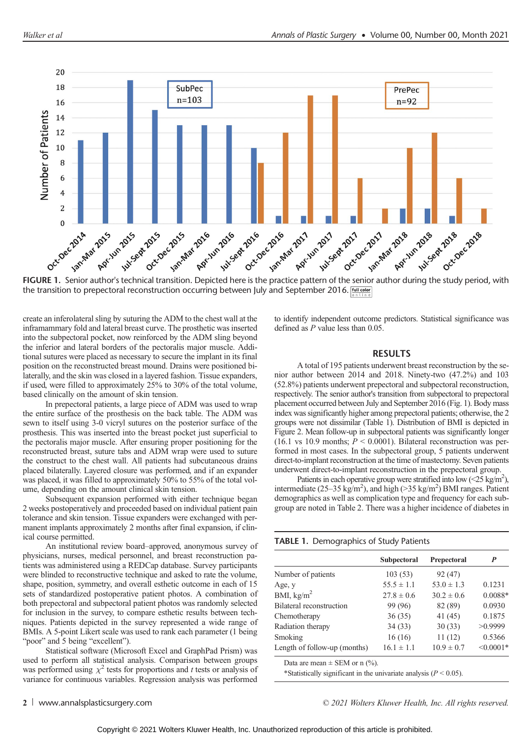FIGURE 1. Senior author's technical transition. Depicted here is the practice pattern of the senior author during the study period, with the transition to prepectoral reconstruction occurring between July and September 2016.

create an inferolateral sling by suturing the ADM to the chest wall at the inframammary fold and lateral breast curve. The prosthetic was inserted into the subpectoral pocket, now reinforced by the ADM sling beyond the inferior and lateral borders of the pectoralis major muscle. Additional sutures were placed as necessary to secure the implant in its final position on the reconstructed breast mound. Drains were positioned bilaterally, and the skin was closed in a layered fashion. Tissue expanders, if used, were filled to approximately 25% to 30% of the total volume, based clinically on the amount of skin tension.

In prepectoral patients, a large piece of ADM was used to wrap the entire surface of the prosthesis on the back table. The ADM was sewn to itself using 3-0 vicryl sutures on the posterior surface of the prosthesis. This was inserted into the breast pocket just superficial to the pectoralis major muscle. After ensuring proper positioning for the reconstructed breast, suture tabs and ADM wrap were used to suture the construct to the chest wall. All patients had subcutaneous drains placed bilaterally. Layered closure was performed, and if an expander was placed, it was filled to approximately 50% to 55% of the total volume, depending on the amount clinical skin tension.

Subsequent expansion performed with either technique began 2 weeks postoperatively and proceeded based on individual patient pain tolerance and skin tension. Tissue expanders were exchanged with permanent implants approximately 2 months after final expansion, if clinical course permitted.

An institutional review board–approved, anonymous survey of physicians, nurses, medical personnel, and breast reconstruction patients was administered using a REDCap database. Survey participants were blinded to reconstructive technique and asked to rate the volume, shape, position, symmetry, and overall esthetic outcome in each of 15 sets of standardized postoperative patient photos. A combination of both prepectoral and subpectoral patient photos was randomly selected for inclusion in the survey, to compare esthetic results between techniques. Patients depicted in the survey represented a wide range of BMIs. A 5-point Likert scale was used to rank each parameter (1 being "poor" and 5 being "excellent").

Statistical software (Microsoft Excel and GraphPad Prism) was used to perform all statistical analysis. Comparison between groups was performed using $\chi^2$ tests for proportions and *t* tests or analysis of variance for continuous variables. Regression analysis was performed to identify independent outcome predictors. Statistical significance was defined as *P* value less than 0.05.

## RESULTS

A total of 195 patients underwent breast reconstruction by the senior author between 2014 and 2018. Ninety-two (47.2%) and 103 (52.8%) patients underwent prepectoral and subpectoral reconstruction, respectively. The senior author's transition from subpectoral to prepectoral placement occurred between July and September 2016 (Fig. 1). Body mass index was significantly higher among prepectoral patients; otherwise, the 2 groups were not dissimilar (Table 1). Distribution of BMI is depicted in Figure 2. Mean follow-up in subpectoral patients was significantly longer (16.1 vs 10.9 months; $P < 0.0001$). Bilateral reconstruction was performed in most cases. In the subpectoral group, 5 patients underwent direct-to-implant reconstruction at the time of mastectomy. Seven patients underwent direct-to-implant reconstruction in the prepectoral group.

Patients in each operative group were stratified into low (<25 kg/m$^2$), intermediate (25–35 kg/m$^2$), and high (>35 kg/m$^2$) BMI ranges. Patient demographics as well as complication type and frequency for each subgroup are noted in Table 2. There was a higher incidence of diabetes in

TABLE 1. Demographics of Study Patients

| | Subpectoral | Prepectoral | *P* |
|---|---|---|---|
| Number of patients | 103 (53) | 92 (47) | |
| Age, y | 55.5 ± 1.1 | 53.0 ± 1.3 | 0.1231 |
| BMI, kg/m$^2$ | 27.8 ± 0.6 | 30.2 ± 0.6 | 0.0088* |
| Bilateral reconstruction | 99 (96) | 82 (89) | 0.0930 |
| Chemotherapy | 36 (35) | 41 (45) | 0.1875 |
| Radiation therapy | 34 (33) | 30 (33) | >0.9999 |
| Smoking | 16 (16) | 11 (12) | 0.5366 |
| Length of follow-up (months) | 16.1 ± 1.1 | 10.9 ± 0.7 | <0.0001* |

Data are mean ± SEM or n (%).

*Statistically significant in the univariate analysis ($P < 0.05$).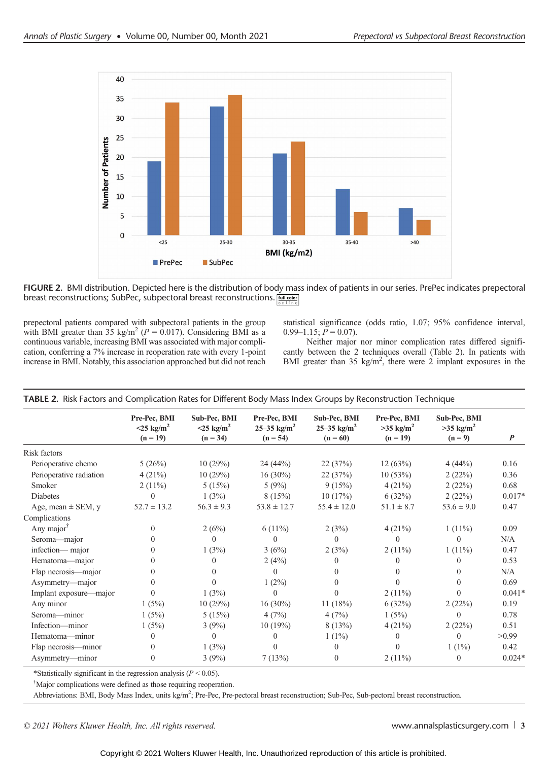FIGURE 2. BMI distribution. Depicted here is the distribution of body mass index of patients in our series. PrePec indicates prepectoral breast reconstructions; SubPec, subpectoral breast reconstructions.

prepectoral patients compared with subpectoral patients in the group with BMI greater than 35 kg/m$^2$ ($P = 0.017$). Considering BMI as a continuous variable, increasing BMI was associated with major complication, conferring a 7% increase in reoperation rate with every 1-point increase in BMI. Notably, this association approached but did not reach statistical significance (odds ratio, 1.07; 95% confidence interval, 0.99–1.15; $P = 0.07$).

Neither major nor minor complication rates differed significantly between the 2 techniques overall (Table 2). In patients with BMI greater than 35 kg/m$^2$, there were 2 implant exposures in the

TABLE 2. Risk Factors and Complication Rates for Different Body Mass Index Groups by Reconstruction Technique

| | Pre-Pec, BMI <25 kg/m$^2$ (n = 19) | Sub-Pec, BMI <25 kg/m$^2$ (n = 34) | Pre-Pec, BMI 25–35 kg/m$^2$ (n = 54) | Sub-Pec, BMI 25–35 kg/m$^2$ (n = 60) | Pre-Pec, BMI >35 kg/m$^2$ (n = 19) | Sub-Pec, BMI >35 kg/m$^2$ (n = 9) | *P* |
|---|---|---|---|---|---|---|---|
| Risk factors | | | | | | | |
| Perioperative chemo | 5 (26%) | 10 (29%) | 24 (44%) | 22 (37%) | 12 (63%) | 4 (44%) | 0.16 |
| Perioperative radiation | 4 (21%) | 10 (29%) | 16 (30%) | 22 (37%) | 10 (53%) | 2 (22%) | 0.36 |
| Smoker | 2 (11%) | 5 (15%) | 5 (9%) | 9 (15%) | 4 (21%) | 2 (22%) | 0.68 |
| Diabetes | 0 | 1 (3%) | 8 (15%) | 10 (17%) | 6 (32%) | 2 (22%) | 0.017* |
| Age, mean ± SEM, y | 52.7 ± 13.2 | 56.3 ± 9.3 | 53.8 ± 12.7 | 55.4 ± 12.0 | 51.1 ± 8.7 | 53.6 ± 9.0 | 0.47 |
| Complications | | | | | | | |
| Any major[†] | 0 | 2 (6%) | 6 (11%) | 2 (3%) | 4 (21%) | 1 (11%) | 0.09 |
| Seroma—major | 0 | 0 | 0 | 0 | 0 | 0 | N/A |
| infection— major | 0 | 1 (3%) | 3 (6%) | 2 (3%) | 2 (11%) | 1 (11%) | 0.47 |
| Hematoma—major | 0 | 0 | 2 (4%) | 0 | 0 | 0 | 0.53 |
| Flap necrosis—major | 0 | 0 | 0 | 0 | 0 | 0 | N/A |
| Asymmetry—major | 0 | 0 | 1 (2%) | 0 | 0 | 0 | 0.69 |
| Implant exposure—major | 0 | 1 (3%) | 0 | 0 | 2 (11%) | 0 | 0.041* |
| Any minor | 1 (5%) | 10 (29%) | 16 (30%) | 11 (18%) | 6 (32%) | 2 (22%) | 0.19 |
| Seroma—minor | 1 (5%) | 5 (15%) | 4 (7%) | 4 (7%) | 1 (5%) | 0 | 0.78 |
| Infection—minor | 1 (5%) | 3 (9%) | 10 (19%) | 8 (13%) | 4 (21%) | 2 (22%) | 0.51 |
| Hematoma—minor | 0 | 0 | 0 | 1 (1%) | 0 | 0 | >0.99 |
| Flap necrosis—minor | 0 | 1 (3%) | 0 | 0 | 0 | 1 (1%) | 0.42 |
| Asymmetry—minor | 0 | 3 (9%) | 7 (13%) | 0 | 2 (11%) | 0 | 0.024* |

*Statistically significant in the regression analysis ($P < 0.05$).

[†]Major complications were defined as those requiring reoperation.

Abbreviations: BMI, Body Mass Index, units kg/m$^2$; Pre-Pec, Pre-pectoral breast reconstruction; Sub-Pec, Sub-pectoral breast reconstruction.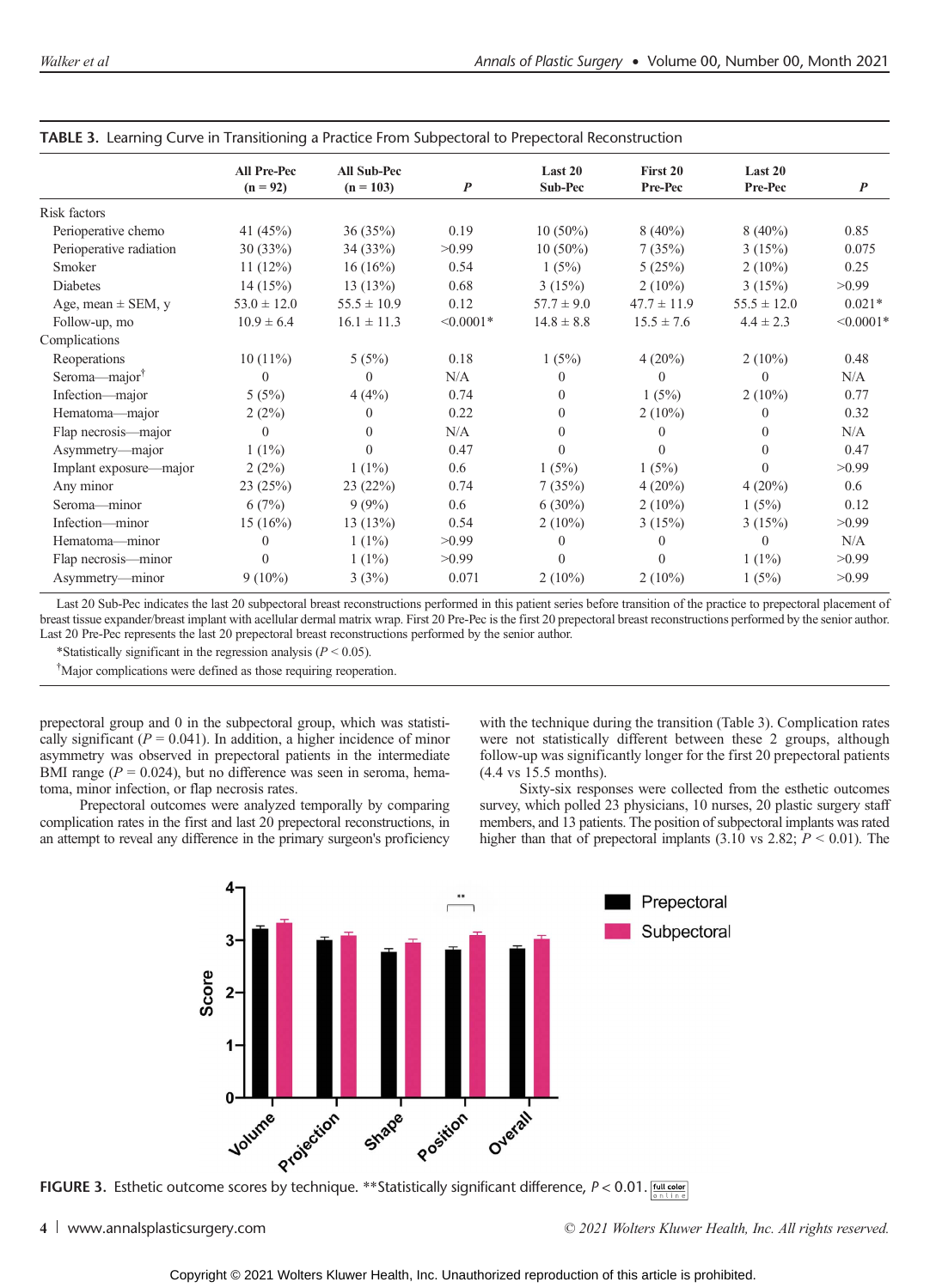**TABLE 3.** Learning Curve in Transitioning a Practice From Subpectoral to Prepectoral Reconstruction

| | All Pre-Pec (n = 92) | All Sub-Pec (n = 103) | P | Last 20 Sub-Pec | First 20 Pre-Pec | Last 20 Pre-Pec | P |
|---|---|---|---|---|---|---|---|
| Risk factors | | | | | | | |
| Perioperative chemo | 41 (45%) | 36 (35%) | 0.19 | 10 (50%) | 8 (40%) | 8 (40%) | 0.85 |
| Perioperative radiation | 30 (33%) | 34 (33%) | >0.99 | 10 (50%) | 7 (35%) | 3 (15%) | 0.075 |
| Smoker | 11 (12%) | 16 (16%) | 0.54 | 1 (5%) | 5 (25%) | 2 (10%) | 0.25 |
| Diabetes | 14 (15%) | 13 (13%) | 0.68 | 3 (15%) | 2 (10%) | 3 (15%) | >0.99 |
| Age, mean ± SEM, y | 53.0 ± 12.0 | 55.5 ± 10.9 | 0.12 | 57.7 ± 9.0 | 47.7 ± 11.9 | 55.5 ± 12.0 | 0.021* |
| Follow-up, mo | 10.9 ± 6.4 | 16.1 ± 11.3 | <0.0001* | 14.8 ± 8.8 | 15.5 ± 7.6 | 4.4 ± 2.3 | <0.0001* |
| Complications | | | | | | | |
| Reoperations | 10 (11%) | 5 (5%) | 0.18 | 1 (5%) | 4 (20%) | 2 (10%) | 0.48 |
| Seroma—major[†] | 0 | 0 | N/A | 0 | 0 | 0 | N/A |
| Infection—major | 5 (5%) | 4 (4%) | 0.74 | 0 | 1 (5%) | 2 (10%) | 0.77 |
| Hematoma—major | 2 (2%) | 0 | 0.22 | 0 | 2 (10%) | 0 | 0.32 |
| Flap necrosis—major | 0 | 0 | N/A | 0 | 0 | 0 | N/A |
| Asymmetry—major | 1 (1%) | 0 | 0.47 | 0 | 0 | 0 | 0.47 |
| Implant exposure—major | 2 (2%) | 1 (1%) | 0.6 | 1 (5%) | 1 (5%) | 0 | >0.99 |
| Any minor | 23 (25%) | 23 (22%) | 0.74 | 7 (35%) | 4 (20%) | 4 (20%) | 0.6 |
| Seroma—minor | 6 (7%) | 9 (9%) | 0.6 | 6 (30%) | 2 (10%) | 1 (5%) | 0.12 |
| Infection—minor | 15 (16%) | 13 (13%) | 0.54 | 2 (10%) | 3 (15%) | 3 (15%) | >0.99 |
| Hematoma—minor | 0 | 1 (1%) | >0.99 | 0 | 0 | 0 | N/A |
| Flap necrosis—minor | 0 | 1 (1%) | >0.99 | 0 | 0 | 1 (1%) | >0.99 |
| Asymmetry—minor | 9 (10%) | 3 (3%) | 0.071 | 2 (10%) | 2 (10%) | 1 (5%) | >0.99 |

Last 20 Sub-Pec indicates the last 20 subpectoral breast reconstructions performed in this patient series before transition of the practice to prepectoral placement of breast tissue expander/breast implant with acellular dermal matrix wrap. First 20 Pre-Pec is the first 20 prepectoral breast reconstructions performed by the senior author. Last 20 Pre-Pec represents the last 20 prepectoral breast reconstructions performed by the senior author.

*Statistically significant in the regression analysis ($P < 0.05$).

[†]Major complications were defined as those requiring reoperation.

prepectoral group and 0 in the subpectoral group, which was statistically significant ($P = 0.041$). In addition, a higher incidence of minor asymmetry was observed in prepectoral patients in the intermediate BMI range ($P = 0.024$), but no difference was seen in seroma, hematoma, minor infection, or flap necrosis rates.

Prepectoral outcomes were analyzed temporally by comparing complication rates in the first and last 20 prepectoral reconstructions, in an attempt to reveal any difference in the primary surgeon's proficiency with the technique during the transition (Table 3). Complication rates were not statistically different between these 2 groups, although follow-up was significantly longer for the first 20 prepectoral patients (4.4 vs 15.5 months).

Sixty-six responses were collected from the esthetic outcomes survey, which polled 23 physicians, 10 nurses, 20 plastic surgery staff members, and 13 patients. The position of subpectoral implants was rated higher than that of prepectoral implants (3.10 vs 2.82; $P < 0.01$). The

**FIGURE 3.** Esthetic outcome scores by technique. **Statistically significant difference, $P < 0.01$.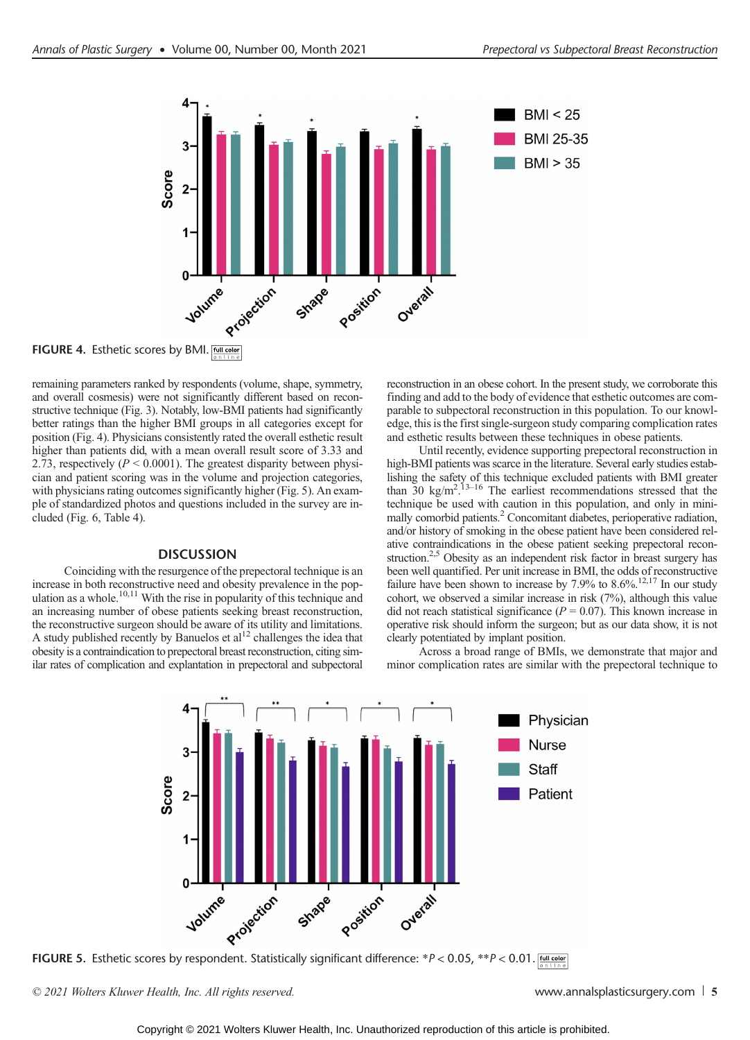FIGURE 4. Esthetic scores by BMI.

remaining parameters ranked by respondents (volume, shape, symmetry, and overall cosmesis) were not significantly different based on reconstructive technique (Fig. 3). Notably, low-BMI patients had significantly better ratings than the higher BMI groups in all categories except for position (Fig. 4). Physicians consistently rated the overall esthetic result higher than patients did, with a mean overall result score of 3.33 and 2.73, respectively ($P < 0.0001$). The greatest disparity between physician and patient scoring was in the volume and projection categories, with physicians rating outcomes significantly higher (Fig. 5). An example of standardized photos and questions included in the survey are included (Fig. 6, Table 4).

## DISCUSSION

Coinciding with the resurgence of the prepectoral technique is an increase in both reconstructive need and obesity prevalence in the population as a whole.[10,11] With the rise in popularity of this technique and an increasing number of obese patients seeking breast reconstruction, the reconstructive surgeon should be aware of its utility and limitations. A study published recently by Banuelos et al[12] challenges the idea that obesity is a contraindication to prepectoral breast reconstruction, citing similar rates of complication and explantation in prepectoral and subpectoral reconstruction in an obese cohort. In the present study, we corroborate this finding and add to the body of evidence that esthetic outcomes are comparable to subpectoral reconstruction in this population. To our knowledge, this is the first single-surgeon study comparing complication rates and esthetic results between these techniques in obese patients.

Until recently, evidence supporting prepectoral reconstruction in high-BMI patients was scarce in the literature. Several early studies establishing the safety of this technique excluded patients with BMI greater than 30 kg/m$^2$.[13–16] The earliest recommendations stressed that the technique be used with caution in this population, and only in minimally comorbid patients.[2] Concomitant diabetes, perioperative radiation, and/or history of smoking in the obese patient have been considered relative contraindications in the obese patient seeking prepectoral reconstruction.[2,5] Obesity as an independent risk factor in breast surgery has been well quantified. Per unit increase in BMI, the odds of reconstructive failure have been shown to increase by 7.9% to 8.6%.[12,17] In our study cohort, we observed a similar increase in risk (7%), although this value did not reach statistical significance ($P = 0.07$). This known increase in operative risk should inform the surgeon; but as our data show, it is not clearly potentiated by implant position.

Across a broad range of BMIs, we demonstrate that major and minor complication rates are similar with the prepectoral technique to

FIGURE 5. Esthetic scores by respondent. Statistically significant difference: $*P < 0.05$, $**P < 0.01$.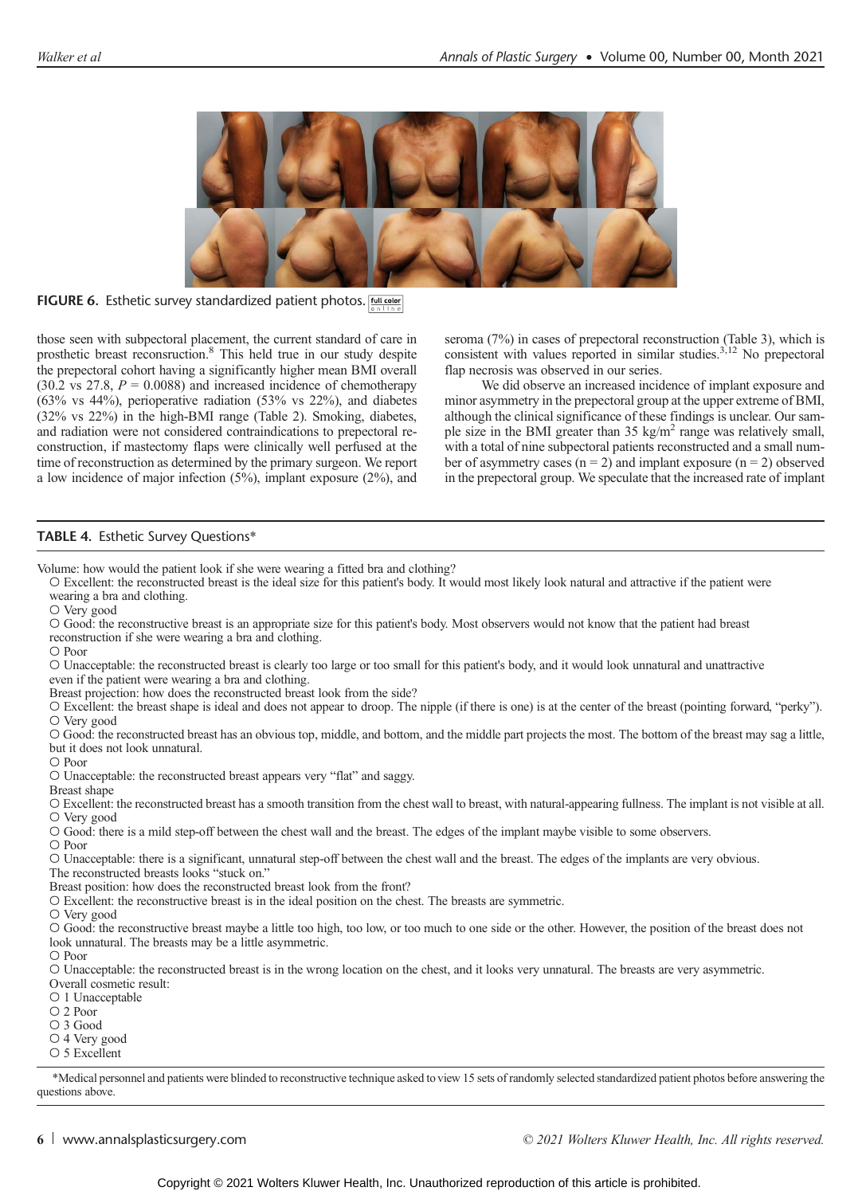FIGURE 6. Esthetic survey standardized patient photos.

those seen with subpectoral placement, the current standard of care in prosthetic breast reconsruction.[8] This held true in our study despite the prepectoral cohort having a significantly higher mean BMI overall (30.2 vs 27.8, $P = 0.0088$) and increased incidence of chemotherapy (63% vs 44%), perioperative radiation (53% vs 22%), and diabetes (32% vs 22%) in the high-BMI range (Table 2). Smoking, diabetes, and radiation were not considered contraindications to prepectoral reconstruction, if mastectomy flaps were clinically well perfused at the time of reconstruction as determined by the primary surgeon. We report a low incidence of major infection (5%), implant exposure (2%), and seroma (7%) in cases of prepectoral reconstruction (Table 3), which is consistent with values reported in similar studies.[3,12] No prepectoral flap necrosis was observed in our series.

We did observe an increased incidence of implant exposure and minor asymmetry in the prepectoral group at the upper extreme of BMI, although the clinical significance of these findings is unclear. Our sample size in the BMI greater than 35 kg/m$^2$ range was relatively small, with a total of nine subpectoral patients reconstructed and a small number of asymmetry cases (n = 2) and implant exposure (n = 2) observed in the prepectoral group. We speculate that the increased rate of implant

**TABLE 4.** Esthetic Survey Questions*

Volume: how would the patient look if she were wearing a fitted bra and clothing?
- ○ Excellent: the reconstructed breast is the ideal size for this patient's body. It would most likely look natural and attractive if the patient were wearing a bra and clothing.
- ○ Very good
- ○ Good: the reconstructive breast is an appropriate size for this patient's body. Most observers would not know that the patient had breast reconstruction if she were wearing a bra and clothing.
- ○ Poor
- ○ Unacceptable: the reconstructed breast is clearly too large or too small for this patient's body, and it would look unnatural and unattractive even if the patient were wearing a bra and clothing.

Breast projection: how does the reconstructed breast look from the side?
- ○ Excellent: the breast shape is ideal and does not appear to droop. The nipple (if there is one) is at the center of the breast (pointing forward, "perky").
- ○ Very good
- ○ Good: the reconstructed breast has an obvious top, middle, and bottom, and the middle part projects the most. The bottom of the breast may sag a little, but it does not look unnatural.
- ○ Poor
- ○ Unacceptable: the reconstructed breast appears very "flat" and saggy.

Breast shape
- ○ Excellent: the reconstructed breast has a smooth transition from the chest wall to breast, with natural-appearing fullness. The implant is not visible at all.
- ○ Very good
- ○ Good: there is a mild step-off between the chest wall and the breast. The edges of the implant maybe visible to some observers.
- ○ Poor
- ○ Unacceptable: there is a significant, unnatural step-off between the chest wall and the breast. The edges of the implants are very obvious. The reconstructed breasts looks "stuck on."

Breast position: how does the reconstructed breast look from the front?
- ○ Excellent: the reconstructive breast is in the ideal position on the chest. The breasts are symmetric.
- ○ Very good
- ○ Good: the reconstructive breast maybe a little too high, too low, or too much to one side or the other. However, the position of the breast does not look unnatural. The breasts may be a little asymmetric.
- ○ Poor
- ○ Unacceptable: the reconstructed breast is in the wrong location on the chest, and it looks very unnatural. The breasts are very asymmetric.

Overall cosmetic result:
- ○ 1 Unacceptable
- ○ 2 Poor
- ○ 3 Good
- ○ 4 Very good
- ○ 5 Excellent

*Medical personnel and patients were blinded to reconstructive technique asked to view 15 sets of randomly selected standardized patient photos before answering the questions above.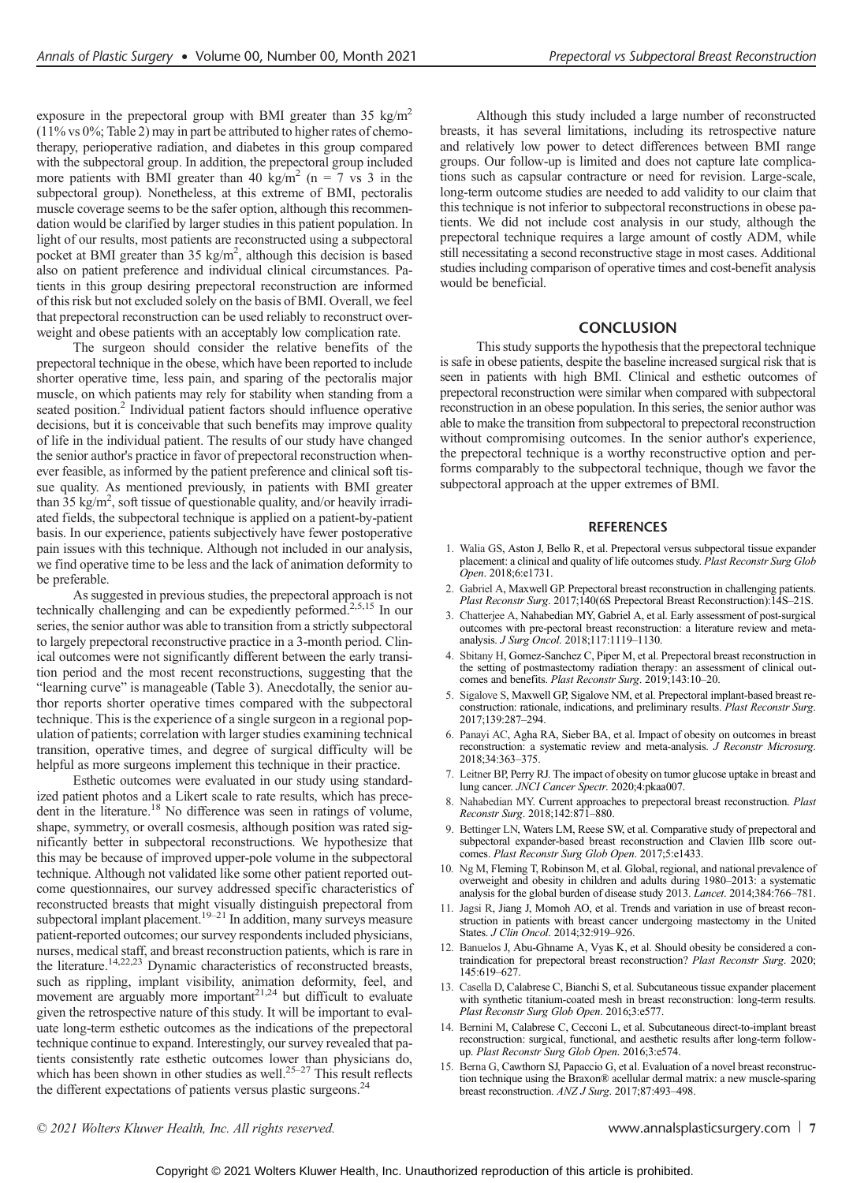exposure in the prepectoral group with BMI greater than 35 kg/m$^2$ (11% vs 0%; Table 2) may in part be attributed to higher rates of chemotherapy, perioperative radiation, and diabetes in this group compared with the subpectoral group. In addition, the prepectoral group included more patients with BMI greater than 40 kg/m$^2$ (n = 7 vs 3 in the subpectoral group). Nonetheless, at this extreme of BMI, pectoralis muscle coverage seems to be the safer option, although this recommendation would be clarified by larger studies in this patient population. In light of our results, most patients are reconstructed using a subpectoral pocket at BMI greater than 35 kg/m$^2$, although this decision is based also on patient preference and individual clinical circumstances. Patients in this group desiring prepectoral reconstruction are informed of this risk but not excluded solely on the basis of BMI. Overall, we feel that prepectoral reconstruction can be used reliably to reconstruct overweight and obese patients with an acceptably low complication rate.

The surgeon should consider the relative benefits of the prepectoral technique in the obese, which have been reported to include shorter operative time, less pain, and sparing of the pectoralis major muscle, on which patients may rely for stability when standing from a seated position.[2] Individual patient factors should influence operative decisions, but it is conceivable that such benefits may improve quality of life in the individual patient. The results of our study have changed the senior author's practice in favor of prepectoral reconstruction whenever feasible, as informed by the patient preference and clinical soft tissue quality. As mentioned previously, in patients with BMI greater than 35 kg/m$^2$, soft tissue of questionable quality, and/or heavily irradiated fields, the subpectoral technique is applied on a patient-by-patient basis. In our experience, patients subjectively have fewer postoperative pain issues with this technique. Although not included in our analysis, we find operative time to be less and the lack of animation deformity to be preferable.

As suggested in previous studies, the prepectoral approach is not technically challenging and can be expediently peformed.[2,5,15] In our series, the senior author was able to transition from a strictly subpectoral to largely prepectoral reconstructive practice in a 3-month period. Clinical outcomes were not significantly different between the early transition period and the most recent reconstructions, suggesting that the "learning curve" is manageable (Table 3). Anecdotally, the senior author reports shorter operative times compared with the subpectoral technique. This is the experience of a single surgeon in a regional population of patients; correlation with larger studies examining technical transition, operative times, and degree of surgical difficulty will be helpful as more surgeons implement this technique in their practice.

Esthetic outcomes were evaluated in our study using standardized patient photos and a Likert scale to rate results, which has precedent in the literature.[18] No difference was seen in ratings of volume, shape, symmetry, or overall cosmesis, although position was rated significantly better in subpectoral reconstructions. We hypothesize that this may be because of improved upper-pole volume in the subpectoral technique. Although not validated like some other patient reported outcome questionnaires, our survey addressed specific characteristics of reconstructed breasts that might visually distinguish prepectoral from subpectoral implant placement.[19–21] In addition, many surveys measure patient-reported outcomes; our survey respondents included physicians, nurses, medical staff, and breast reconstruction patients, which is rare in the literature.[14,22,23] Dynamic characteristics of reconstructed breasts, such as rippling, implant visibility, animation deformity, feel, and movement are arguably more important[21,24] but difficult to evaluate given the retrospective nature of this study. It will be important to evaluate long-term esthetic outcomes as the indications of the prepectoral technique continue to expand. Interestingly, our survey revealed that patients consistently rate esthetic outcomes lower than physicians do, which has been shown in other studies as well.[25–27] This result reflects the different expectations of patients versus plastic surgeons.[24]

Although this study included a large number of reconstructed breasts, it has several limitations, including its retrospective nature and relatively low power to detect differences between BMI range groups. Our follow-up is limited and does not capture late complications such as capsular contracture or need for revision. Large-scale, long-term outcome studies are needed to add validity to our claim that this technique is not inferior to subpectoral reconstructions in obese patients. We did not include cost analysis in our study, although the prepectoral technique requires a large amount of costly ADM, while still necessitating a second reconstructive stage in most cases. Additional studies including comparison of operative times and cost-benefit analysis would be beneficial.

## CONCLUSION

This study supports the hypothesis that the prepectoral technique is safe in obese patients, despite the baseline increased surgical risk that is seen in patients with high BMI. Clinical and esthetic outcomes of prepectoral reconstruction were similar when compared with subpectoral reconstruction in an obese population. In this series, the senior author was able to make the transition from subpectoral to prepectoral reconstruction without compromising outcomes. In the senior author's experience, the prepectoral technique is a worthy reconstructive option and performs comparably to the subpectoral technique, though we favor the subpectoral approach at the upper extremes of BMI.

## REFERENCES

1. Walia GS, Aston J, Bello R, et al. Prepectoral versus subpectoral tissue expander placement: a clinical and quality of life outcomes study. *Plast Reconstr Surg Glob Open*. 2018;6:e1731.
2. Gabriel A, Maxwell GP. Prepectoral breast reconstruction in challenging patients. *Plast Reconstr Surg*. 2017;140(6S Prepectoral Breast Reconstruction):14S–21S.
3. Chatterjee A, Nahabedian MY, Gabriel A, et al. Early assessment of post-surgical outcomes with pre-pectoral breast reconstruction: a literature review and meta-analysis. *J Surg Oncol*. 2018;117:1119–1130.
4. Sbitany H, Gomez-Sanchez C, Piper M, et al. Prepectoral breast reconstruction in the setting of postmastectomy radiation therapy: an assessment of clinical outcomes and benefits. *Plast Reconstr Surg*. 2019;143:10–20.
5. Sigalove S, Maxwell GP, Sigalove NM, et al. Prepectoral implant-based breast reconstruction: rationale, indications, and preliminary results. *Plast Reconstr Surg*. 2017;139:287–294.
6. Panayi AC, Agha RA, Sieber BA, et al. Impact of obesity on outcomes in breast reconstruction: a systematic review and meta-analysis. *J Reconstr Microsurg*. 2018;34:363–375.
7. Leitner BP, Perry RJ. The impact of obesity on tumor glucose uptake in breast and lung cancer. *JNCI Cancer Spectr*. 2020;4:pkaa007.
8. Nahabedian MY. Current approaches to prepectoral breast reconstruction. *Plast Reconstr Surg*. 2018;142:871–880.
9. Bettinger LN, Waters LM, Reese SW, et al. Comparative study of prepectoral and subpectoral expander-based breast reconstruction and Clavien IIIb score outcomes. *Plast Reconstr Surg Glob Open*. 2017;5:e1433.
10. Ng M, Fleming T, Robinson M, et al. Global, regional, and national prevalence of overweight and obesity in children and adults during 1980–2013: a systematic analysis for the global burden of disease study 2013. *Lancet*. 2014;384:766–781.
11. Jagsi R, Jiang J, Momoh AO, et al. Trends and variation in use of breast reconstruction in patients with breast cancer undergoing mastectomy in the United States. *J Clin Oncol*. 2014;32:919–926.
12. Banuelos J, Abu-Ghname A, Vyas K, et al. Should obesity be considered a contraindication for prepectoral breast reconstruction? *Plast Reconstr Surg*. 2020; 145:619–627.
13. Casella D, Calabrese C, Bianchi S, et al. Subcutaneous tissue expander placement with synthetic titanium-coated mesh in breast reconstruction: long-term results. *Plast Reconstr Surg Glob Open*. 2016;3:e577.
14. Bernini M, Calabrese C, Cecconi L, et al. Subcutaneous direct-to-implant breast reconstruction: surgical, functional, and aesthetic results after long-term follow-up. *Plast Reconstr Surg Glob Open*. 2016;3:e574.
15. Berna G, Cawthorn SJ, Papaccio G, et al. Evaluation of a novel breast reconstruction technique using the Braxon® acellular dermal matrix: a new muscle-sparing breast reconstruction. *ANZ J Surg*. 2017;87:493–498.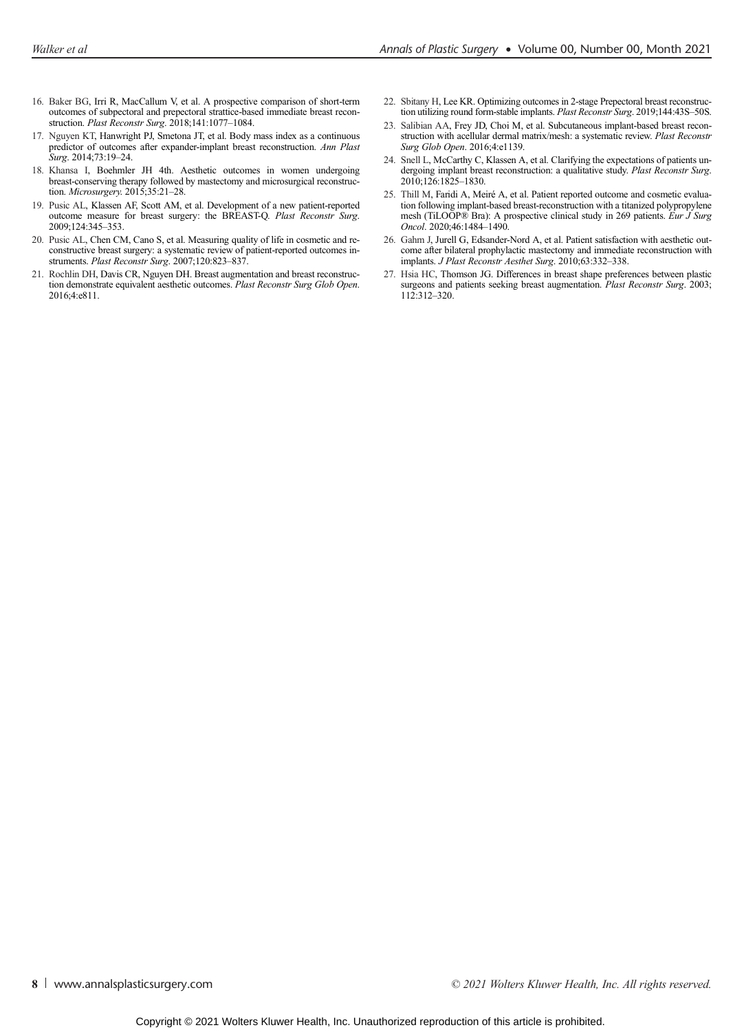16. Baker BG, Irri R, MacCallum V, et al. A prospective comparison of short-term outcomes of subpectoral and prepectoral strattice-based immediate breast reconstruction. *Plast Reconstr Surg*. 2018;141:1077–1084.
17. Nguyen KT, Hanwright PJ, Smetona JT, et al. Body mass index as a continuous predictor of outcomes after expander-implant breast reconstruction. *Ann Plast Surg*. 2014;73:19–24.
18. Khansa I, Boehmler JH 4th. Aesthetic outcomes in women undergoing breast-conserving therapy followed by mastectomy and microsurgical reconstruction. *Microsurgery*. 2015;35:21–28.
19. Pusic AL, Klassen AF, Scott AM, et al. Development of a new patient-reported outcome measure for breast surgery: the BREAST-Q. *Plast Reconstr Surg*. 2009;124:345–353.
20. Pusic AL, Chen CM, Cano S, et al. Measuring quality of life in cosmetic and reconstructive breast surgery: a systematic review of patient-reported outcomes instruments. *Plast Reconstr Surg*. 2007;120:823–837.
21. Rochlin DH, Davis CR, Nguyen DH. Breast augmentation and breast reconstruction demonstrate equivalent aesthetic outcomes. *Plast Reconstr Surg Glob Open*. 2016;4:e811.
22. Sbitany H, Lee KR. Optimizing outcomes in 2-stage Prepectoral breast reconstruction utilizing round form-stable implants. *Plast Reconstr Surg*. 2019;144:43S–50S.
23. Salibian AA, Frey JD, Choi M, et al. Subcutaneous implant-based breast reconstruction with acellular dermal matrix/mesh: a systematic review. *Plast Reconstr Surg Glob Open*. 2016;4:e1139.
24. Snell L, McCarthy C, Klassen A, et al. Clarifying the expectations of patients undergoing implant breast reconstruction: a qualitative study. *Plast Reconstr Surg*. 2010;126:1825–1830.
25. Thill M, Faridi A, Meiré A, et al. Patient reported outcome and cosmetic evaluation following implant-based breast-reconstruction with a titanized polypropylene mesh (TiLOOP® Bra): A prospective clinical study in 269 patients. *Eur J Surg Oncol*. 2020;46:1484–1490.
26. Gahm J, Jurell G, Edsander-Nord A, et al. Patient satisfaction with aesthetic outcome after bilateral prophylactic mastectomy and immediate reconstruction with implants. *J Plast Reconstr Aesthet Surg*. 2010;63:332–338.
27. Hsia HC, Thomson JG. Differences in breast shape preferences between plastic surgeons and patients seeking breast augmentation. *Plast Reconstr Surg*. 2003; 112:312–320.